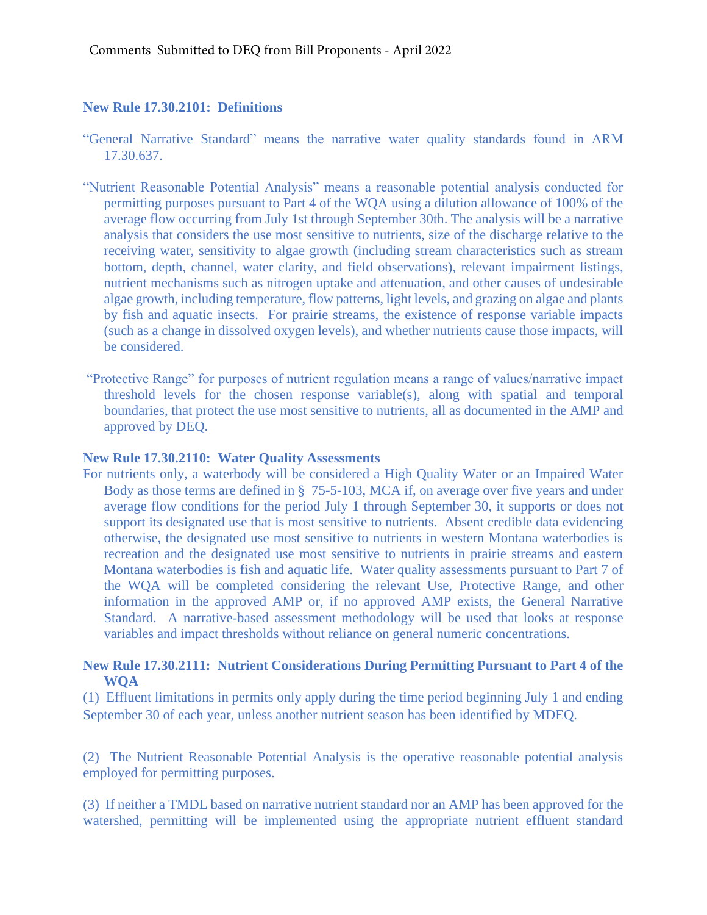Comments Submitted to DEQ from Bill Proponents - April 2022

**New Rule 17.30.2101: Definitions**

"General Narrative Standard" means the narrative water quality standards found in ARM 17.30.637.

"Nutrient Reasonable Potential Analysis" means a reasonable potential analysis conducted for permitting purposes pursuant to Part 4 of the WQA using a dilution allowance of 100% of the average flow occurring from July 1st through September 30th. The analysis will be a narrative analysis that considers the use most sensitive to nutrients, size of the discharge relative to the receiving water, sensitivity to algae growth (including stream characteristics such as stream bottom, depth, channel, water clarity, and field observations), relevant impairment listings, nutrient mechanisms such as nitrogen uptake and attenuation, and other causes of undesirable algae growth, including temperature, flow patterns, light levels, and grazing on algae and plants by fish and aquatic insects. For prairie streams, the existence of response variable impacts (such as a change in dissolved oxygen levels), and whether nutrients cause those impacts, will be considered.

"Protective Range" for purposes of nutrient regulation means a range of values/narrative impact threshold levels for the chosen response variable(s), along with spatial and temporal boundaries, that protect the use most sensitive to nutrients, all as documented in the AMP and approved by DEQ.

**New Rule 17.30.2110: Water Quality Assessments**

For nutrients only, a waterbody will be considered a High Quality Water or an Impaired Water Body as those terms are defined in § 75-5-103, MCA if, on average over five years and under average flow conditions for the period July 1 through September 30, it supports or does not support its designated use that is most sensitive to nutrients. Absent credible data evidencing otherwise, the designated use most sensitive to nutrients in western Montana waterbodies is recreation and the designated use most sensitive to nutrients in prairie streams and eastern Montana waterbodies is fish and aquatic life. Water quality assessments pursuant to Part 7 of the WQA will be completed considering the relevant Use, Protective Range, and other information in the approved AMP or, if no approved AMP exists, the General Narrative Standard. A narrative-based assessment methodology will be used that looks at response variables and impact thresholds without reliance on general numeric concentrations.

**New Rule 17.30.2111: Nutrient Considerations During Permitting Pursuant to Part 4 of the WQA**

(1) Effluent limitations in permits only apply during the time period beginning July 1 and ending September 30 of each year, unless another nutrient season has been identified by MDEQ.

(2) The Nutrient Reasonable Potential Analysis is the operative reasonable potential analysis employed for permitting purposes.

(3) If neither a TMDL based on narrative nutrient standard nor an AMP has been approved for the watershed, permitting will be implemented using the appropriate nutrient effluent standard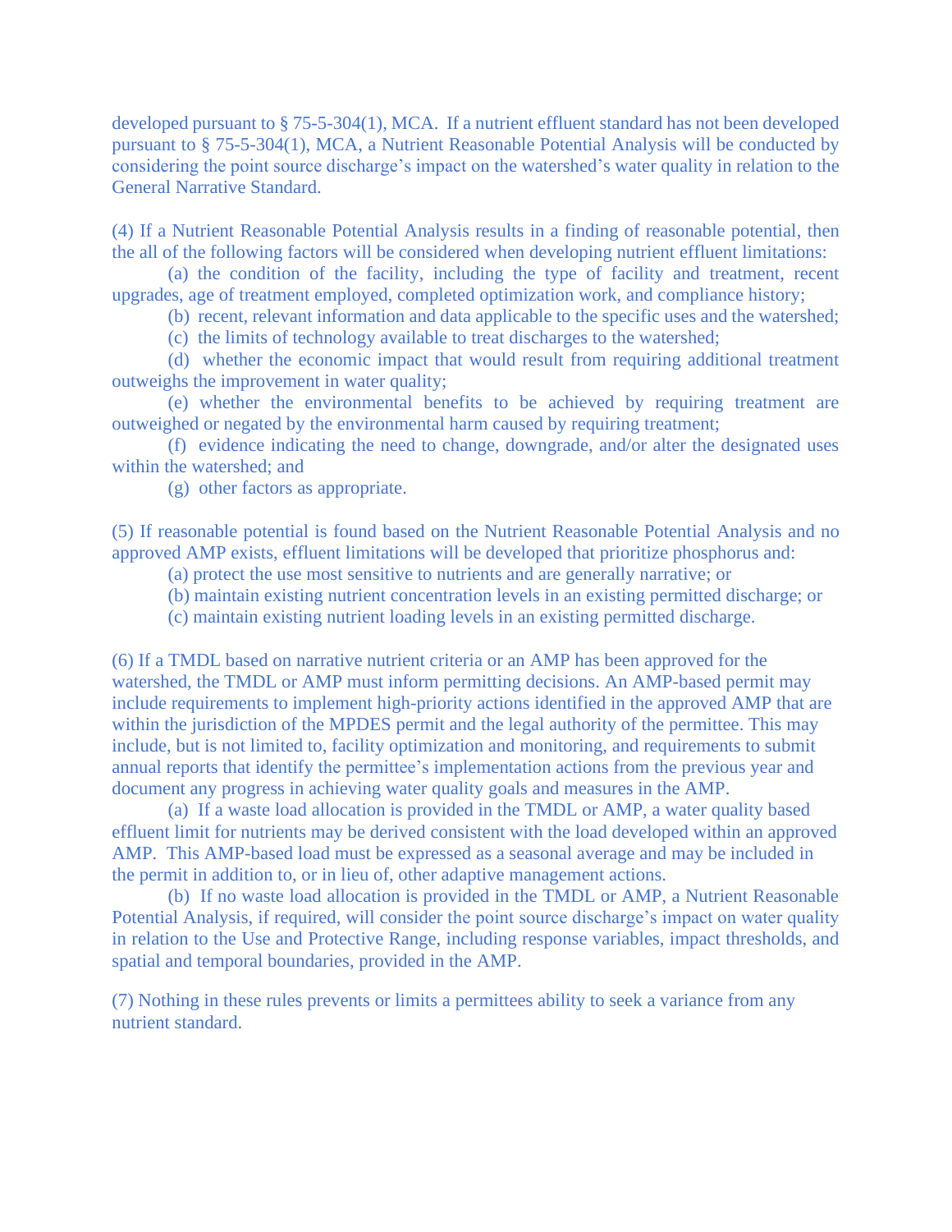developed pursuant to § 75-5-304(1), MCA. If a nutrient effluent standard has not been developed pursuant to § 75-5-304(1), MCA, a Nutrient Reasonable Potential Analysis will be conducted by considering the point source discharge's impact on the watershed's water quality in relation to the General Narrative Standard.

(4) If a Nutrient Reasonable Potential Analysis results in a finding of reasonable potential, then the all of the following factors will be considered when developing nutrient effluent limitations:

(a) the condition of the facility, including the type of facility and treatment, recent upgrades, age of treatment employed, completed optimization work, and compliance history;

(b) recent, relevant information and data applicable to the specific uses and the watershed;

(c) the limits of technology available to treat discharges to the watershed;

(d) whether the economic impact that would result from requiring additional treatment outweighs the improvement in water quality;

(e) whether the environmental benefits to be achieved by requiring treatment are outweighed or negated by the environmental harm caused by requiring treatment;

(f) evidence indicating the need to change, downgrade, and/or alter the designated uses within the watershed; and

(g) other factors as appropriate.

(5) If reasonable potential is found based on the Nutrient Reasonable Potential Analysis and no approved AMP exists, effluent limitations will be developed that prioritize phosphorus and:

(a) protect the use most sensitive to nutrients and are generally narrative; or

(b) maintain existing nutrient concentration levels in an existing permitted discharge; or

(c) maintain existing nutrient loading levels in an existing permitted discharge.

(6) If a TMDL based on narrative nutrient criteria or an AMP has been approved for the watershed, the TMDL or AMP must inform permitting decisions. An AMP-based permit may include requirements to implement high-priority actions identified in the approved AMP that are within the jurisdiction of the MPDES permit and the legal authority of the permittee. This may include, but is not limited to, facility optimization and monitoring, and requirements to submit annual reports that identify the permittee's implementation actions from the previous year and document any progress in achieving water quality goals and measures in the AMP.

(a) If a waste load allocation is provided in the TMDL or AMP, a water quality based effluent limit for nutrients may be derived consistent with the load developed within an approved AMP. This AMP-based load must be expressed as a seasonal average and may be included in the permit in addition to, or in lieu of, other adaptive management actions.

(b) If no waste load allocation is provided in the TMDL or AMP, a Nutrient Reasonable Potential Analysis, if required, will consider the point source discharge's impact on water quality in relation to the Use and Protective Range, including response variables, impact thresholds, and spatial and temporal boundaries, provided in the AMP.

(7) Nothing in these rules prevents or limits a permittees ability to seek a variance from any nutrient standard.